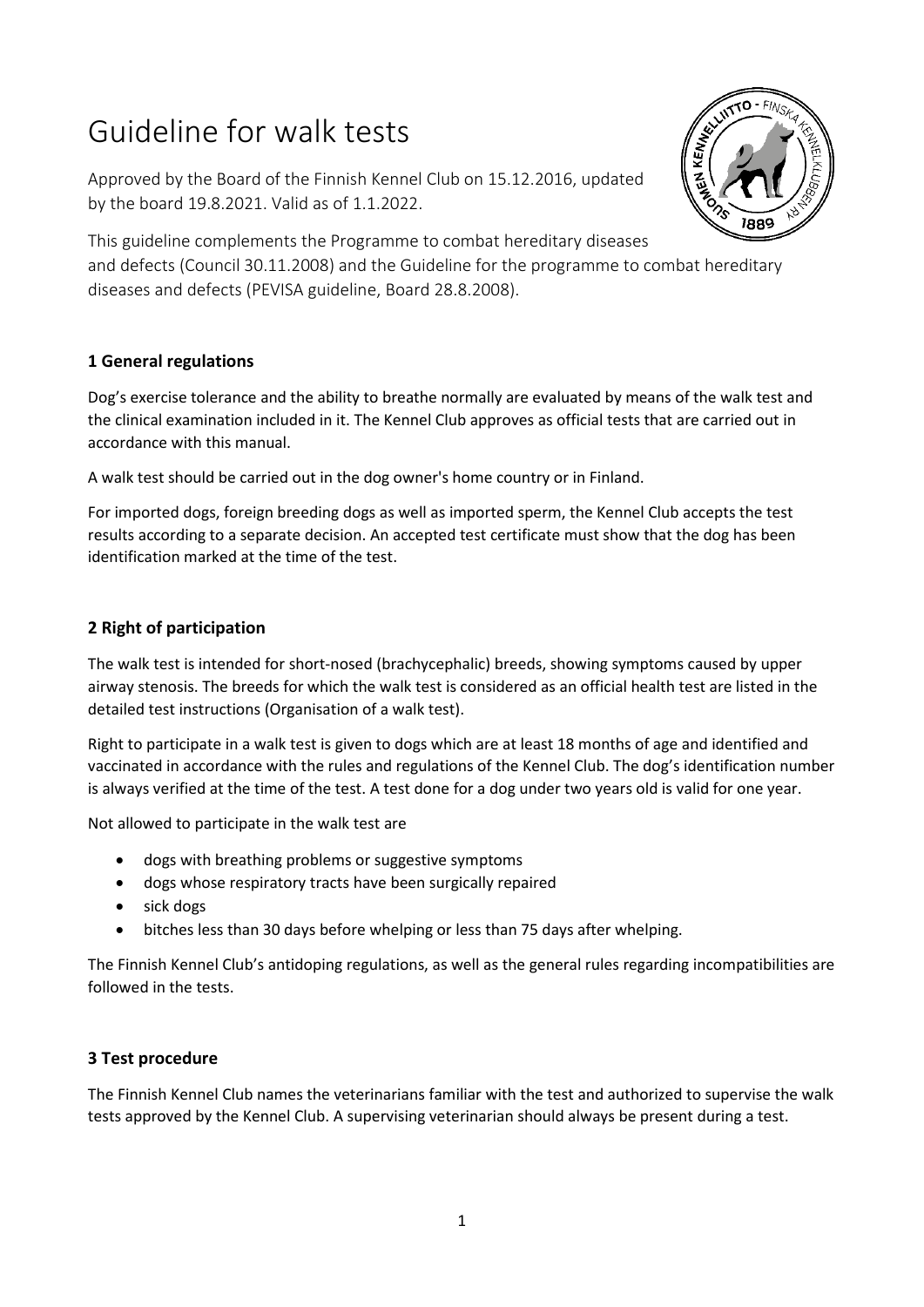# Guideline for walk tests

Approved by the Board of the Finnish Kennel Club on 15.12.2016, updated by the board 19.8.2021. Valid as of 1.1.2022.

This guideline complements the Programme to combat hereditary diseases and defects (Council 30.11.2008) and the Guideline for the programme to combat hereditary diseases and defects (PEVISA guideline, Board 28.8.2008).

## 1 General regulations

Dog's exercise tolerance and the ability to breathe normally are evaluated by means of the walk test and the clinical examination included in it. The Kennel Club approves as official tests that are carried out in accordance with this manual.

A walk test should be carried out in the dog owner's home country or in Finland.

For imported dogs, foreign breeding dogs as well as imported sperm, the Kennel Club accepts the test results according to a separate decision. An accepted test certificate must show that the dog has been identification marked at the time of the test.

## 2 Right of participation

The walk test is intended for short-nosed (brachycephalic) breeds, showing symptoms caused by upper airway stenosis. The breeds for which the walk test is considered as an official health test are listed in the detailed test instructions (Organisation of a walk test).

Right to participate in a walk test is given to dogs which are at least 18 months of age and identified and vaccinated in accordance with the rules and regulations of the Kennel Club. The dog's identification number is always verified at the time of the test. A test done for a dog under two years old is valid for one year.

Not allowed to participate in the walk test are

- dogs with breathing problems or suggestive symptoms
- dogs whose respiratory tracts have been surgically repaired
- sick dogs
- bitches less than 30 days before whelping or less than 75 days after whelping.

The Finnish Kennel Club's antidoping regulations, as well as the general rules regarding incompatibilities are followed in the tests.

## 3 Test procedure

The Finnish Kennel Club names the veterinarians familiar with the test and authorized to supervise the walk tests approved by the Kennel Club. A supervising veterinarian should always be present during a test.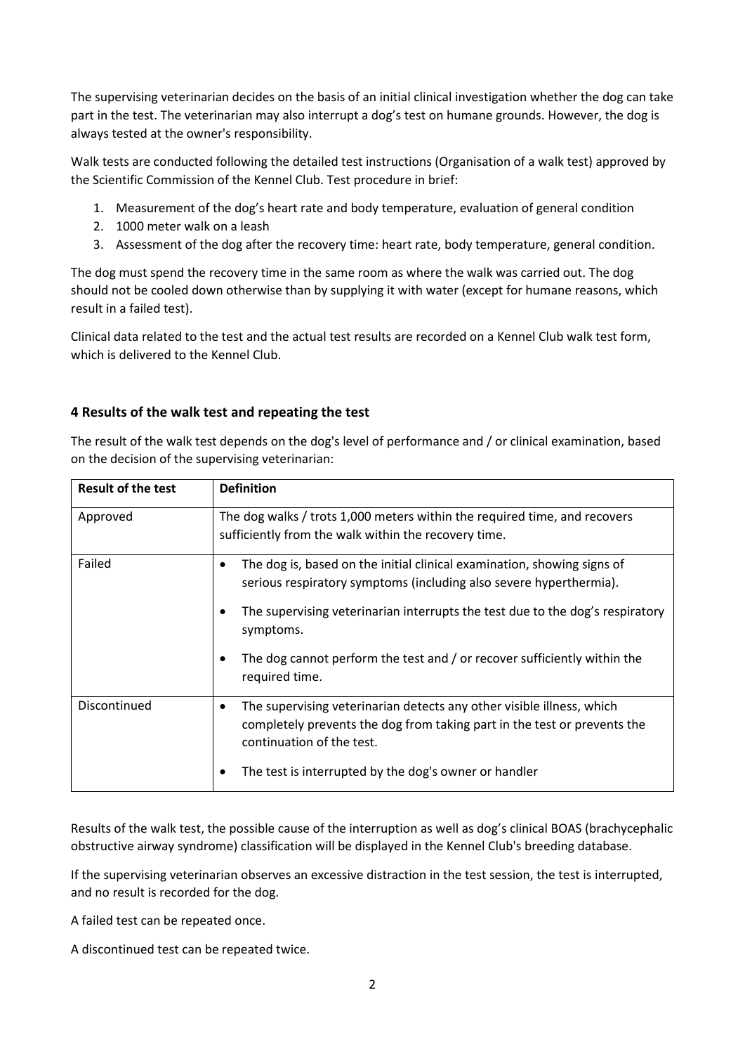The supervising veterinarian decides on the basis of an initial clinical investigation whether the dog can take part in the test. The veterinarian may also interrupt a dog's test on humane grounds. However, the dog is always tested at the owner's responsibility.

Walk tests are conducted following the detailed test instructions (Organisation of a walk test) approved by the Scientific Commission of the Kennel Club. Test procedure in brief:

1. Measurement of the dog's heart rate and body temperature, evaluation of general condition
2. 1000 meter walk on a leash
3. Assessment of the dog after the recovery time: heart rate, body temperature, general condition.

The dog must spend the recovery time in the same room as where the walk was carried out. The dog should not be cooled down otherwise than by supplying it with water (except for humane reasons, which result in a failed test).

Clinical data related to the test and the actual test results are recorded on a Kennel Club walk test form, which is delivered to the Kennel Club.

## 4 Results of the walk test and repeating the test

The result of the walk test depends on the dog's level of performance and / or clinical examination, based on the decision of the supervising veterinarian:

| Result of the test | Definition |
|---|---|
| Approved | The dog walks / trots 1,000 meters within the required time, and recovers sufficiently from the walk within the recovery time. |
| Failed | • The dog is, based on the initial clinical examination, showing signs of serious respiratory symptoms (including also severe hyperthermia).<br>• The supervising veterinarian interrupts the test due to the dog's respiratory symptoms.<br>• The dog cannot perform the test and / or recover sufficiently within the required time. |
| Discontinued | • The supervising veterinarian detects any other visible illness, which completely prevents the dog from taking part in the test or prevents the continuation of the test.<br>• The test is interrupted by the dog's owner or handler |

Results of the walk test, the possible cause of the interruption as well as dog's clinical BOAS (brachycephalic obstructive airway syndrome) classification will be displayed in the Kennel Club's breeding database.

If the supervising veterinarian observes an excessive distraction in the test session, the test is interrupted, and no result is recorded for the dog.

A failed test can be repeated once.

A discontinued test can be repeated twice.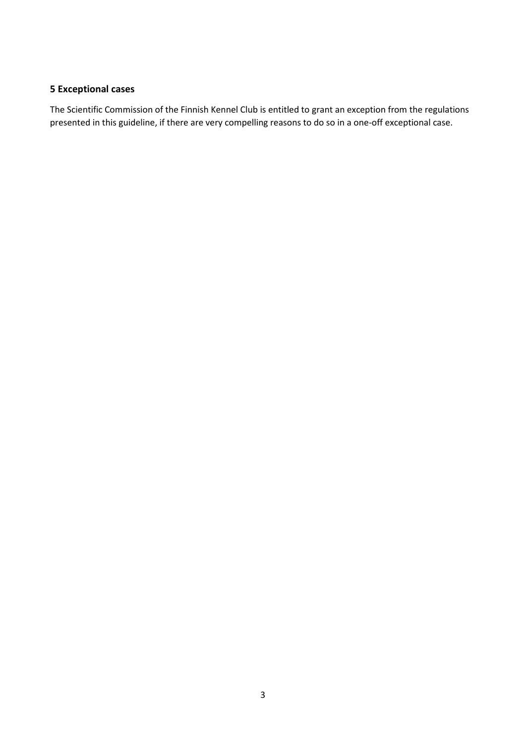## 5 Exceptional cases

The Scientific Commission of the Finnish Kennel Club is entitled to grant an exception from the regulations presented in this guideline, if there are very compelling reasons to do so in a one-off exceptional case.